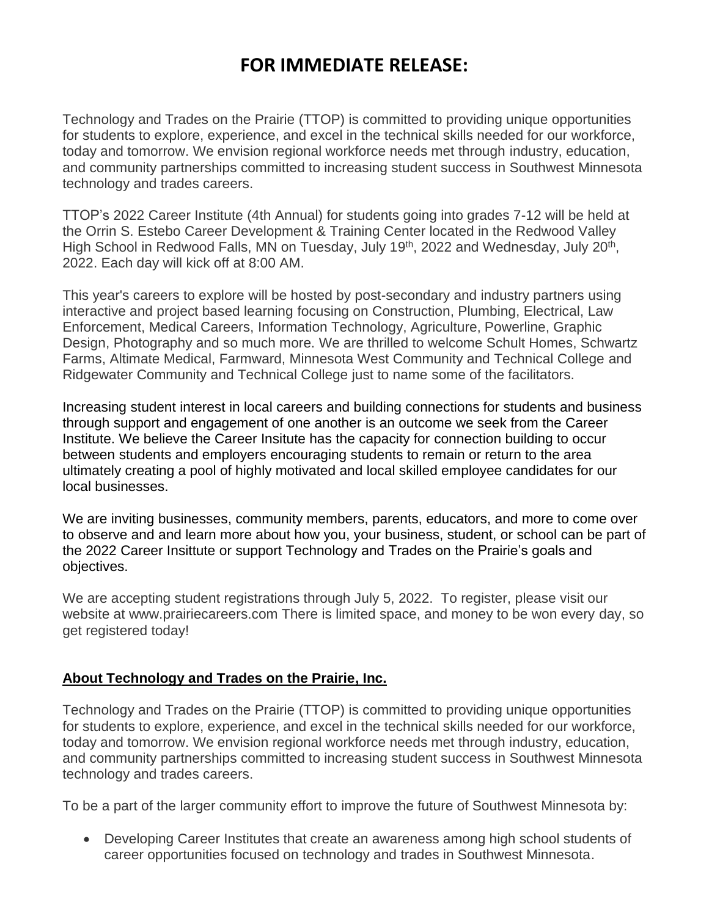# FOR IMMEDIATE RELEASE:

Technology and Trades on the Prairie (TTOP) is committed to providing unique opportunities for students to explore, experience, and excel in the technical skills needed for our workforce, today and tomorrow. We envision regional workforce needs met through industry, education, and community partnerships committed to increasing student success in Southwest Minnesota technology and trades careers.

TTOP's 2022 Career Institute (4th Annual) for students going into grades 7-12 will be held at the Orrin S. Estebo Career Development & Training Center located in the Redwood Valley High School in Redwood Falls, MN on Tuesday, July 19th, 2022 and Wednesday, July 20th, 2022. Each day will kick off at 8:00 AM.

This year's careers to explore will be hosted by post-secondary and industry partners using interactive and project based learning focusing on Construction, Plumbing, Electrical, Law Enforcement, Medical Careers, Information Technology, Agriculture, Powerline, Graphic Design, Photography and so much more. We are thrilled to welcome Schult Homes, Schwartz Farms, Altimate Medical, Farmward, Minnesota West Community and Technical College and Ridgewater Community and Technical College just to name some of the facilitators.

Increasing student interest in local careers and building connections for students and business through support and engagement of one another is an outcome we seek from the Career Institute. We believe the Career Insitute has the capacity for connection building to occur between students and employers encouraging students to remain or return to the area ultimately creating a pool of highly motivated and local skilled employee candidates for our local businesses.

We are inviting businesses, community members, parents, educators, and more to come over to observe and and learn more about how you, your business, student, or school can be part of the 2022 Career Insittute or support Technology and Trades on the Prairie's goals and objectives.

We are accepting student registrations through July 5, 2022. To register, please visit our website at www.prairiecareers.com There is limited space, and money to be won every day, so get registered today!

## About Technology and Trades on the Prairie, Inc.

Technology and Trades on the Prairie (TTOP) is committed to providing unique opportunities for students to explore, experience, and excel in the technical skills needed for our workforce, today and tomorrow. We envision regional workforce needs met through industry, education, and community partnerships committed to increasing student success in Southwest Minnesota technology and trades careers.

To be a part of the larger community effort to improve the future of Southwest Minnesota by:

- Developing Career Institutes that create an awareness among high school students of career opportunities focused on technology and trades in Southwest Minnesota.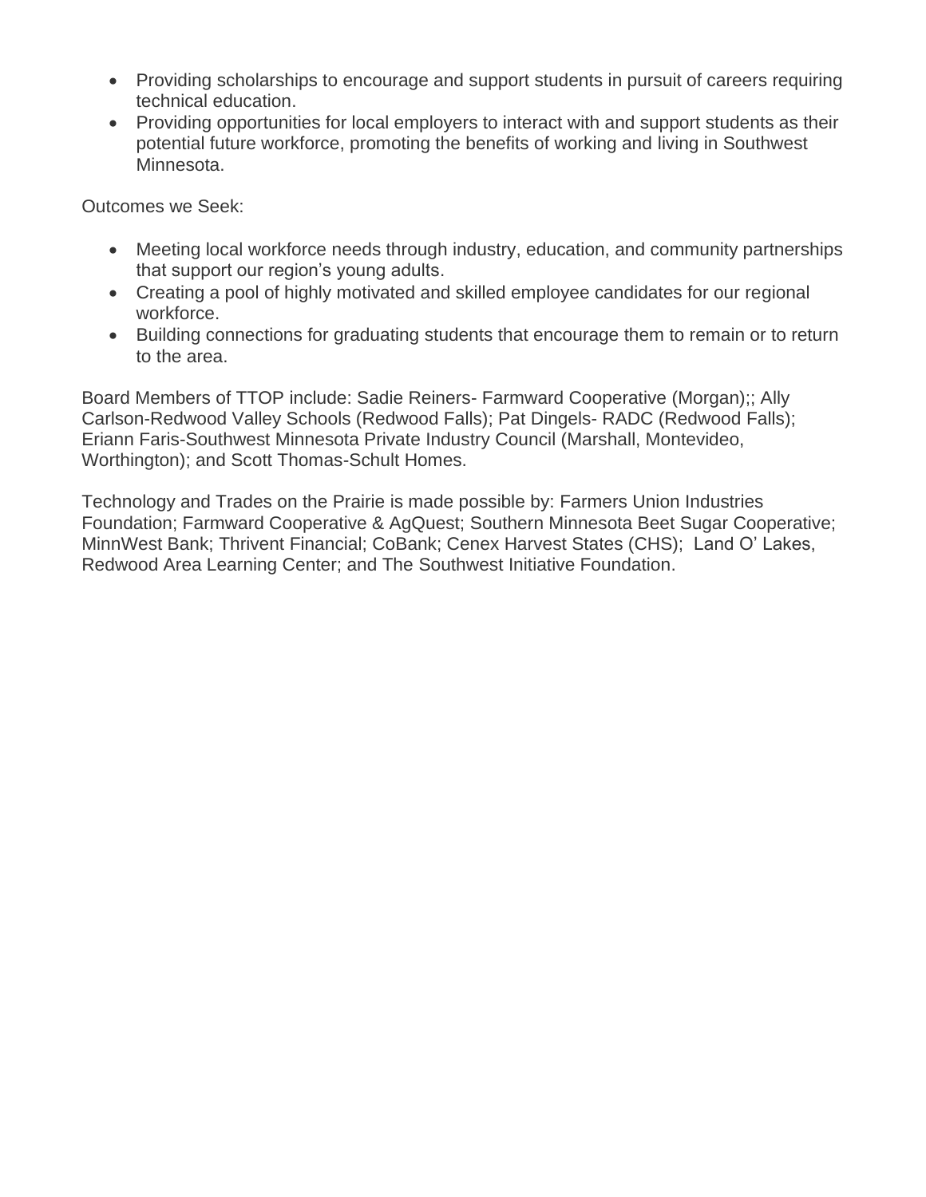- Providing scholarships to encourage and support students in pursuit of careers requiring technical education.
- Providing opportunities for local employers to interact with and support students as their potential future workforce, promoting the benefits of working and living in Southwest Minnesota.

Outcomes we Seek:

- Meeting local workforce needs through industry, education, and community partnerships that support our region's young adults.
- Creating a pool of highly motivated and skilled employee candidates for our regional workforce.
- Building connections for graduating students that encourage them to remain or to return to the area.

Board Members of TTOP include: Sadie Reiners- Farmward Cooperative (Morgan);; Ally Carlson-Redwood Valley Schools (Redwood Falls); Pat Dingels- RADC (Redwood Falls); Eriann Faris-Southwest Minnesota Private Industry Council (Marshall, Montevideo, Worthington); and Scott Thomas-Schult Homes.

Technology and Trades on the Prairie is made possible by: Farmers Union Industries Foundation; Farmward Cooperative & AgQuest; Southern Minnesota Beet Sugar Cooperative; MinnWest Bank; Thrivent Financial; CoBank; Cenex Harvest States (CHS); Land O' Lakes, Redwood Area Learning Center; and The Southwest Initiative Foundation.